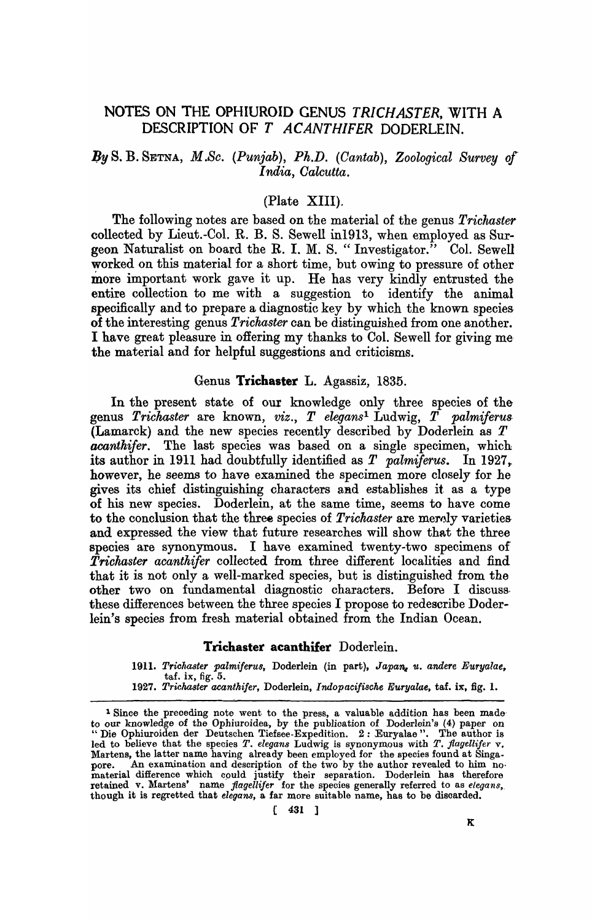# NOTES ON THE OPHIUROID GENUS *TRICHASTER*, WITH A DESCRIPTION OF *T ACANTHIFER* DODERLEIN.

*By* S. B. SETNA, *M.Sc. (Punjab), Ph.D. (Cantab), Zoological Survey of India, Calcutta.*

(Plate XIII).

The following notes are based on the material of the genus *Trichaster* collected by Lieut.-Col. R. B. S. Sewell in1913, when employed as Surgeon Naturalist on board the R. I. M. S. "Investigator." Col. Sewell worked on this material for a short time, but owing to pressure of other more important work gave it up. He has very kindly entrusted the entire collection to me with a suggestion to identify the animal specifically and to prepare a diagnostic key by which the known species of the interesting genus *Trichaster* can be distinguished from one another. I have great pleasure in offering my thanks to Col. Sewell for giving me the material and for helpful suggestions and criticisms.

## Genus **Trichaster** L. Agassiz, 1835.

In the present state of our knowledge only three species of the genus *Trichaster* are known, *viz.*, *T elegans*[1] Ludwig, *T palmiferus* (Lamarck) and the new species recently described by Doderlein as *T acanthifer*. The last species was based on a single specimen, which its author in 1911 had doubtfully identified as *T palmiferus*. In 1927, however, he seems to have examined the specimen more closely for he gives its chief distinguishing characters and establishes it as a type of his new species. Doderlein, at the same time, seems to have come to the conclusion that the three species of *Trichaster* are merely varieties and expressed the view that future researches will show that the three species are synonymous. I have examined twenty-two specimens of *Trichaster acanthifer* collected from three different localities and find that it is not only a well-marked species, but is distinguished from the other two on fundamental diagnostic characters. Before I discuss these differences between the three species I propose to redescribe Doderlein's species from fresh material obtained from the Indian Ocean.

### **Trichaster acanthifer** Doderlein.

1911. *Trichaster palmiferus*, Doderlein (in part), *Japan, u. andere Euryalae*, taf. ix, fig. 5.
1927. *Trichaster acanthifer*, Doderlein, *Indopacifische Euryalae*, taf. ix, fig. 1.

[1] Since the preceding note went to the press, a valuable addition has been made to our knowledge of the Ophiuroidea, by the publication of Doderlein's (4) paper on "Die Ophiuroiden der Deutschen Tiefsee-Expedition. 2 : Euryalae". The author is led to believe that the species *T. elegans* Ludwig is synonymous with *T. flagellifer* v. Martens, the latter name having already been employed for the species found at Singapore. An examination and description of the two by the author revealed to him no material difference which could justify their separation. Doderlein has therefore retained v. Martens' name *flagellifer* for the species generally referred to as *elegans*, though it is regretted that *elegans*, a far more suitable name, has to be discarded.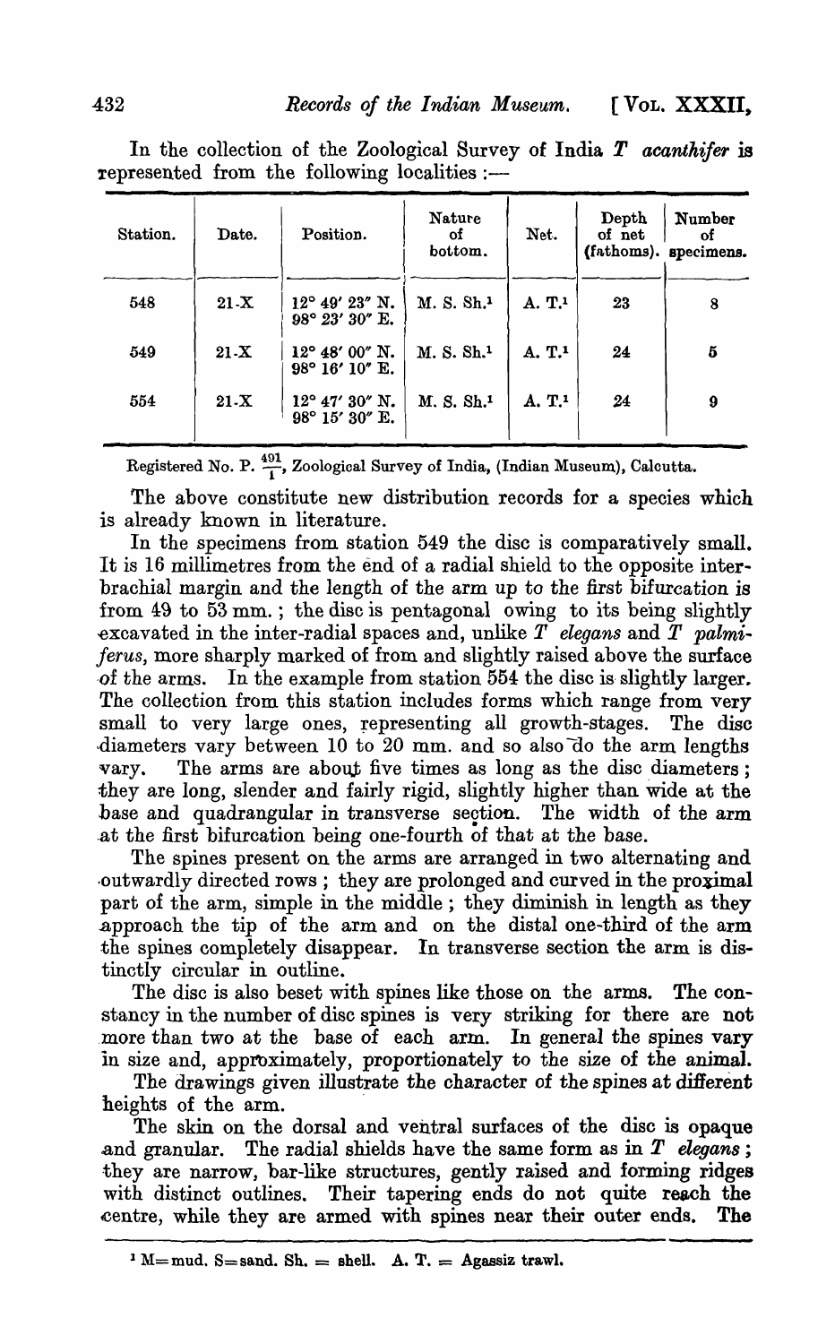In the collection of the Zoological Survey of India *T acanthifer* is represented from the following localities :—

| Station. | Date. | Position. | Nature of bottom. | Net. | Depth of net (fathoms). | Number of specimens. |
|---|---|---|---|---|---|---|
| 548 | 21-X | 12° 49′ 23″ N. 98° 23′ 30″ E. | M. S. Sh.[1] | A. T.[1] | 23 | 8 |
| 549 | 21-X | 12° 48′ 00″ N. 98° 16′ 10″ E. | M. S. Sh.[1] | A. T.[1] | 24 | 5 |
| 554 | 21-X | 12° 47′ 30″ N. 98° 15′ 30″ E. | M. S. Sh.[1] | A. T.[1] | 24 | 9 |

Registered No. P. $\frac{491}{1}$, Zoological Survey of India, (Indian Museum), Calcutta.

The above constitute new distribution records for a species which is already known in literature.

In the specimens from station 549 the disc is comparatively small. It is 16 millimetres from the end of a radial shield to the opposite interbrachial margin and the length of the arm up to the first bifurcation is from 49 to 53 mm. ; the disc is pentagonal owing to its being slightly excavated in the inter-radial spaces and, unlike *T elegans* and *T palmiferus*, more sharply marked of from and slightly raised above the surface of the arms. In the example from station 554 the disc is slightly larger. The collection from this station includes forms which range from very small to very large ones, representing all growth-stages. The disc diameters vary between 10 to 20 mm. and so also do the arm lengths vary. The arms are about five times as long as the disc diameters ; they are long, slender and fairly rigid, slightly higher than wide at the base and quadrangular in transverse section. The width of the arm at the first bifurcation being one-fourth of that at the base.

The spines present on the arms are arranged in two alternating and outwardly directed rows ; they are prolonged and curved in the proximal part of the arm, simple in the middle ; they diminish in length as they approach the tip of the arm and on the distal one-third of the arm the spines completely disappear. In transverse section the arm is distinctly circular in outline.

The disc is also beset with spines like those on the arms. The constancy in the number of disc spines is very striking for there are not more than two at the base of each arm. In general the spines vary in size and, approximately, proportionately to the size of the animal.

The drawings given illustrate the character of the spines at different heights of the arm.

The skin on the dorsal and ventral surfaces of the disc is opaque and granular. The radial shields have the same form as in *T elegans* ; they are narrow, bar-like structures, gently raised and forming ridges with distinct outlines. Their tapering ends do not quite reach the centre, while they are armed with spines near their outer ends. The

[1] M = mud. S = sand. Sh. = shell. A. T. = Agassiz trawl.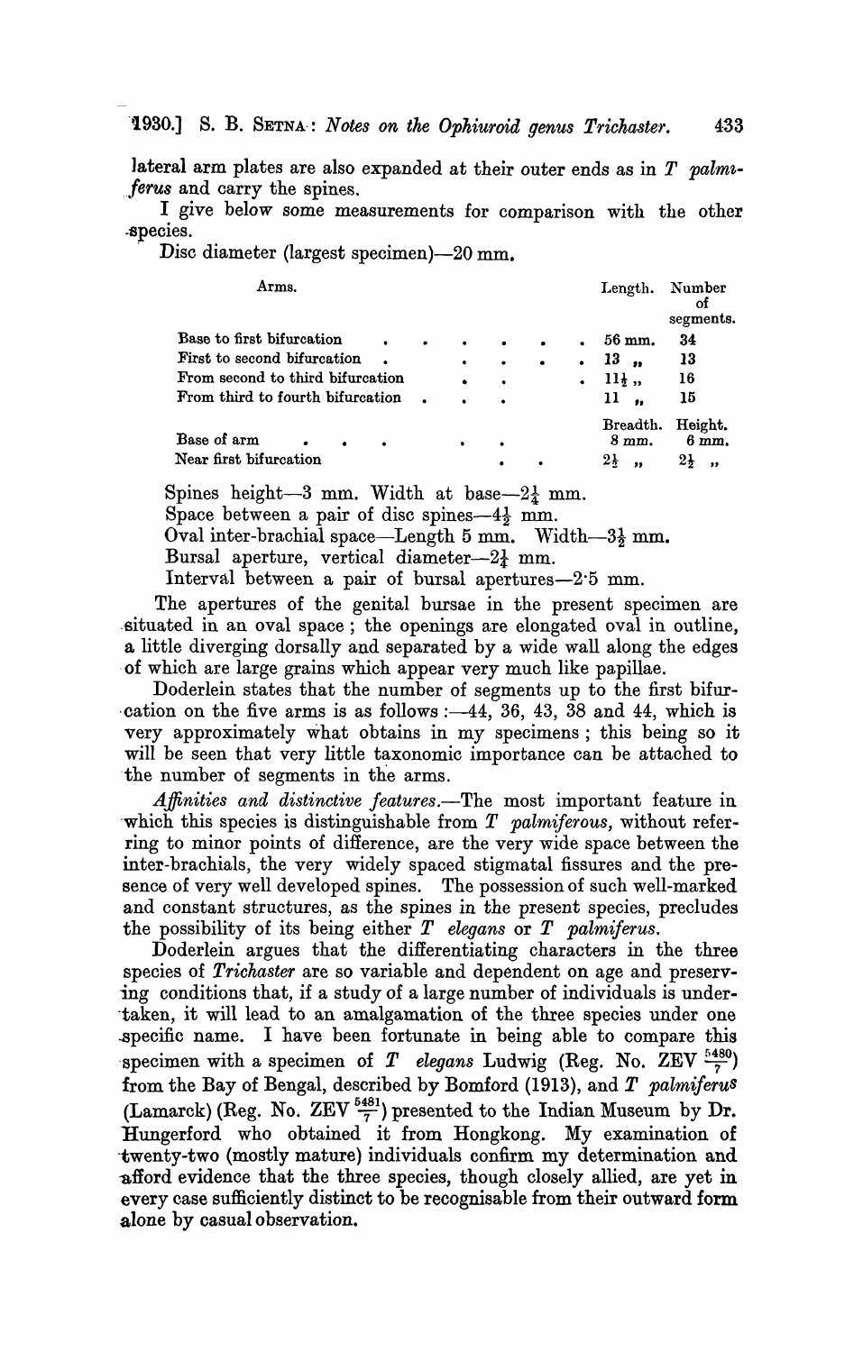lateral arm plates are also expanded at their outer ends as in *T palmiferus* and carry the spines.

I give below some measurements for comparison with the other species.

Disc diameter (largest specimen)—20 mm.

| Arms. | Length. | Number of segments. |
|---|---|---|
| Base to first bifurcation | 56 mm. | 34 |
| First to second bifurcation | 13 „ | 13 |
| From second to third bifurcation | 11½ „ | 16 |
| From third to fourth bifurcation | 11 „ | 15 |
| | **Breadth.** | **Height.** |
| Base of arm | 8 mm. | 6 mm. |
| Near first bifurcation | 2½ „ | 2½ „ |

Spines height—3 mm. Width at base—2¼ mm.
Space between a pair of disc spines—4½ mm.
Oval inter-brachial space—Length 5 mm. Width—3½ mm.
Bursal aperture, vertical diameter—2¼ mm.
Interval between a pair of bursal apertures—2·5 mm.

The apertures of the genital bursae in the present specimen are situated in an oval space; the openings are elongated oval in outline, a little diverging dorsally and separated by a wide wall along the edges of which are large grains which appear very much like papillae.

Doderlein states that the number of segments up to the first bifurcation on the five arms is as follows:—44, 36, 43, 38 and 44, which is very approximately what obtains in my specimens; this being so it will be seen that very little taxonomic importance can be attached to the number of segments in the arms.

*Affinities and distinctive features.*—The most important feature in which this species is distinguishable from *T palmiferous,* without referring to minor points of difference, are the very wide space between the inter-brachials, the very widely spaced stigmatal fissures and the presence of very well developed spines. The possession of such well-marked and constant structures, as the spines in the present species, precludes the possibility of its being either *T elegans* or *T palmiferus.*

Doderlein argues that the differentiating characters in the three species of *Trichaster* are so variable and dependent on age and preserving conditions that, if a study of a large number of individuals is undertaken, it will lead to an amalgamation of the three species under one specific name. I have been fortunate in being able to compare this specimen with a specimen of *T elegans* Ludwig (Reg. No. ZEV $\frac{5480}{7}$) from the Bay of Bengal, described by Bomford (1913), and *T palmiferus* (Lamarck) (Reg. No. ZEV $\frac{5481}{7}$) presented to the Indian Museum by Dr. Hungerford who obtained it from Hongkong. My examination of twenty-two (mostly mature) individuals confirm my determination and afford evidence that the three species, though closely allied, are yet in every case sufficiently distinct to be recognisable from their outward form alone by casual observation.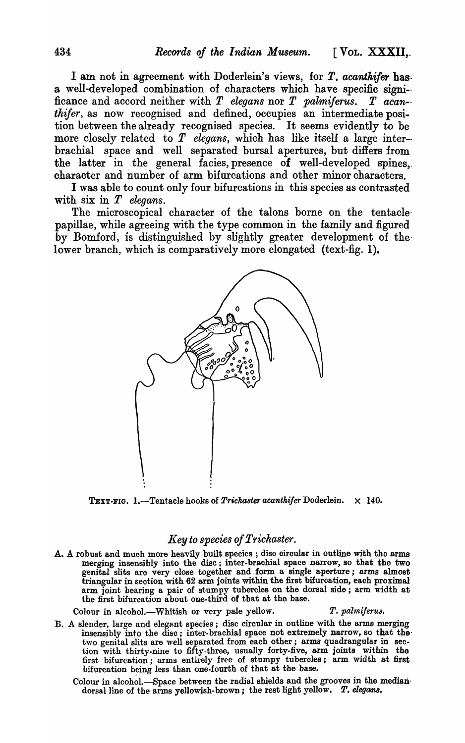I am not in agreement with Doderlein's views, for *T. acanthifer* has a well-developed combination of characters which have specific significance and accord neither with *T elegans* nor *T palmiferus*. *T acanthifer*, as now recognised and defined, occupies an intermediate position between the already recognised species. It seems evidently to be more closely related to *T elegans*, which has like itself a large inter-brachial space and well separated bursal apertures, but differs from the latter in the general facies, presence of well-developed spines, character and number of arm bifurcations and other minor characters.

I was able to count only four bifurcations in this species as contrasted with six in *T elegans*.

The microscopical character of the talons borne on the tentacle papillae, while agreeing with the type common in the family and figured by Bomford, is distinguished by slightly greater development of the lower branch, which is comparatively more elongated (text-fig. 1).

TEXT-FIG. 1.—Tentacle hooks of *Trichaster acanthifer* Doderlein. × 140.

## *Key to species of Trichaster.*

A. A robust and much more heavily built species ; disc circular in outline with the arms merging insensibly into the disc ; inter-brachial space narrow, so that the two genital slits are very close together and form a single aperture ; arms almost triangular in section with 62 arm joints within the first bifurcation, each proximal arm joint bearing a pair of stumpy tubercles on the dorsal side ; arm width at the first bifurcation about one-third of that at the base.

Colour in alcohol.—Whitish or very pale yellow. *T. palmiferus.*

B. A slender, large and elegant species ; disc circular in outline with the arms merging insensibly into the disc ; inter-brachial space not extremely narrow, so that the two genital slits are well separated from each other ; arms quadrangular in section with thirty-nine to fifty-three, usually forty-five, arm joints within the first bifurcation ; arms entirely free of stumpy tubercles ; arm width at first bifurcation being less than one-fourth of that at the base.

Colour in alcohol.—Space between the radial shields and the grooves in the median dorsal line of the arms yellowish-brown ; the rest light yellow. *T. elegans.*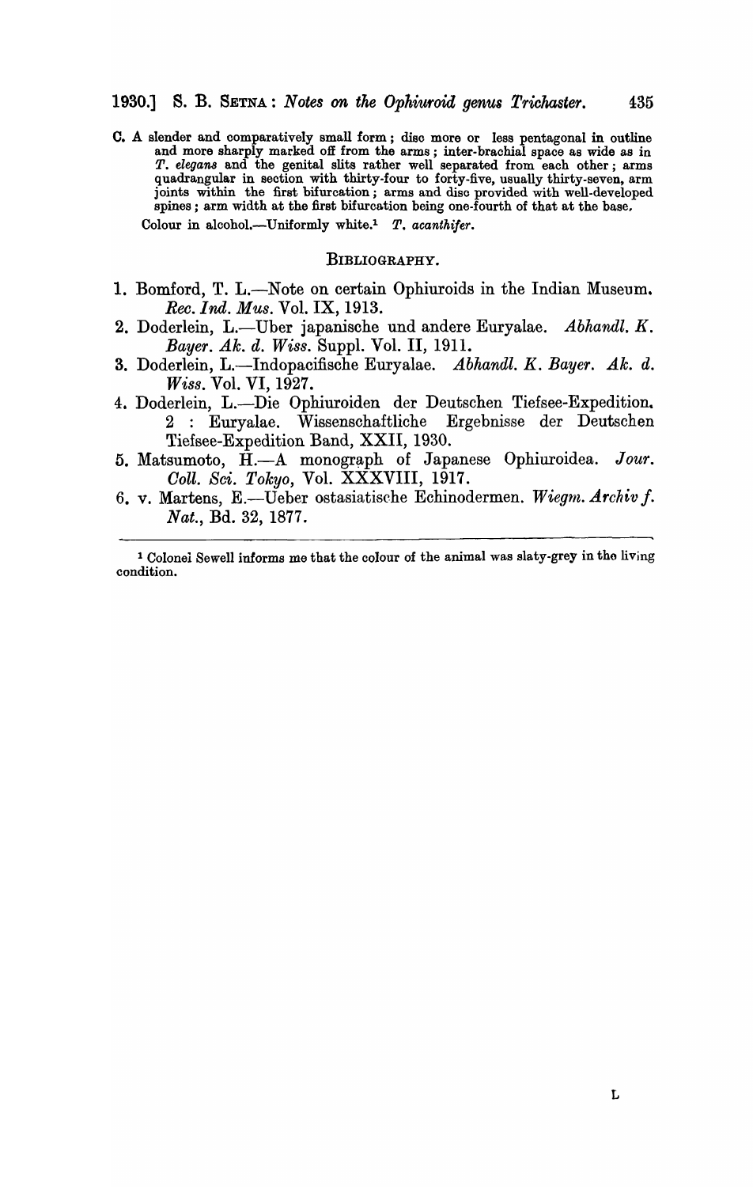C. A slender and comparatively small form; disc more or less pentagonal in outline and more sharply marked off from the arms; inter-brachial space as wide as in *T. elegans* and the genital slits rather well separated from each other; arms quadrangular in section with thirty-four to forty-five, usually thirty-seven, arm joints within the first bifurcation; arms and disc provided with well-developed spines; arm width at the first bifurcation being one-fourth of that at the base.

Colour in alcohol.—Uniformly white.[1] *T. acanthifer*.

## BIBLIOGRAPHY.

1. Bomford, T. L.—Note on certain Ophiuroids in the Indian Museum. *Rec. Ind. Mus.* Vol. IX, 1913.
2. Doderlein, L.—Uber japanische und andere Euryalae. *Abhandl. K. Bayer. Ak. d. Wiss.* Suppl. Vol. II, 1911.
3. Doderlein, L.—Indopacifische Euryalae. *Abhandl. K. Bayer. Ak. d. Wiss.* Vol. VI, 1927.
4. Doderlein, L.—Die Ophiuroiden der Deutschen Tiefsee-Expedition. 2 : Euryalae. Wissenschaftliche Ergebnisse der Deutschen Tiefsee-Expedition Band, XXII, 1930.
5. Matsumoto, H.—A monograph of Japanese Ophiuroidea. *Jour. Coll. Sci. Tokyo*, Vol. XXXVIII, 1917.
6. v. Martens, E.—Ueber ostasiatische Echinodermen. *Wiegm. Archiv f. Nat.*, Bd. 32, 1877.

---

[1] Colonel Sewell informs me that the colour of the animal was slaty-grey in the living condition.